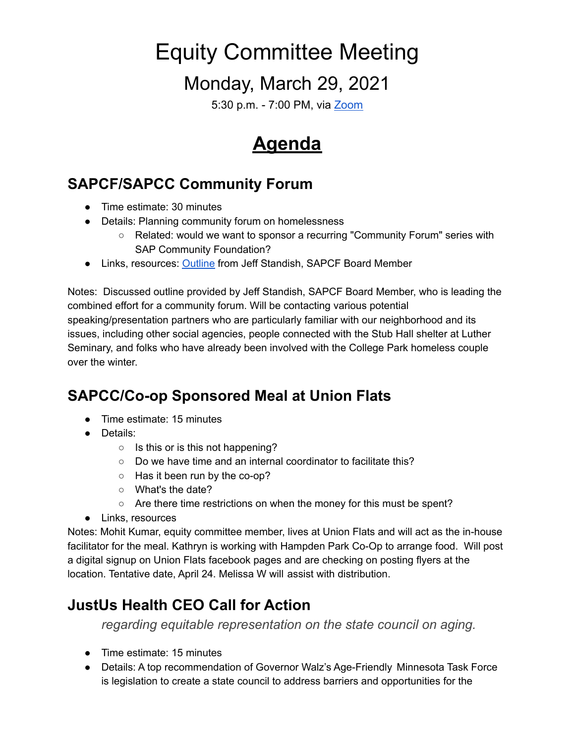# Equity Committee Meeting

## Monday, March 29, 2021

5:30 p.m. - 7:00 PM, via Zoom

# **Agenda**

## SAPCF/SAPCC Community Forum

- Time estimate: 30 minutes
- Details: Planning community forum on homelessness
    - Related: would we want to sponsor a recurring "Community Forum" series with SAP Community Foundation?
- Links, resources: Outline from Jeff Standish, SAPCF Board Member

Notes: Discussed outline provided by Jeff Standish, SAPCF Board Member, who is leading the combined effort for a community forum. Will be contacting various potential speaking/presentation partners who are particularly familiar with our neighborhood and its issues, including other social agencies, people connected with the Stub Hall shelter at Luther Seminary, and folks who have already been involved with the College Park homeless couple over the winter.

## SAPCC/Co-op Sponsored Meal at Union Flats

- Time estimate: 15 minutes
- Details:
    - Is this or is this not happening?
    - Do we have time and an internal coordinator to facilitate this?
    - Has it been run by the co-op?
    - What's the date?
    - Are there time restrictions on when the money for this must be spent?
- Links, resources

Notes: Mohit Kumar, equity committee member, lives at Union Flats and will act as the in-house facilitator for the meal. Kathryn is working with Hampden Park Co-Op to arrange food. Will post a digital signup on Union Flats facebook pages and are checking on posting flyers at the location. Tentative date, April 24. Melissa W will assist with distribution.

## JustUs Health CEO Call for Action

*regarding equitable representation on the state council on aging.*

- Time estimate: 15 minutes
- Details: A top recommendation of Governor Walz's Age-Friendly Minnesota Task Force is legislation to create a state council to address barriers and opportunities for the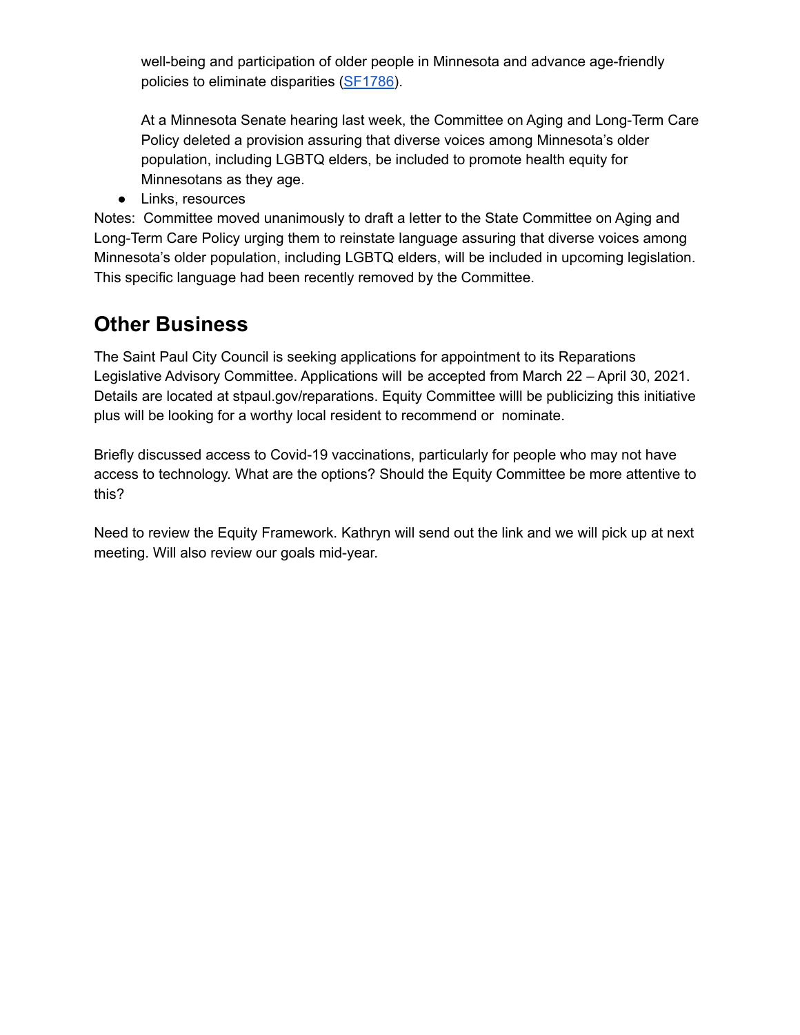well-being and participation of older people in Minnesota and advance age-friendly policies to eliminate disparities (SF1786).

At a Minnesota Senate hearing last week, the Committee on Aging and Long-Term Care Policy deleted a provision assuring that diverse voices among Minnesota's older population, including LGBTQ elders, be included to promote health equity for Minnesotans as they age.

- Links, resources

Notes: Committee moved unanimously to draft a letter to the State Committee on Aging and Long-Term Care Policy urging them to reinstate language assuring that diverse voices among Minnesota's older population, including LGBTQ elders, will be included in upcoming legislation. This specific language had been recently removed by the Committee.

## Other Business

The Saint Paul City Council is seeking applications for appointment to its Reparations Legislative Advisory Committee. Applications will be accepted from March 22 – April 30, 2021. Details are located at stpaul.gov/reparations. Equity Committee willl be publicizing this initiative plus will be looking for a worthy local resident to recommend or nominate.

Briefly discussed access to Covid-19 vaccinations, particularly for people who may not have access to technology. What are the options? Should the Equity Committee be more attentive to this?

Need to review the Equity Framework. Kathryn will send out the link and we will pick up at next meeting. Will also review our goals mid-year.